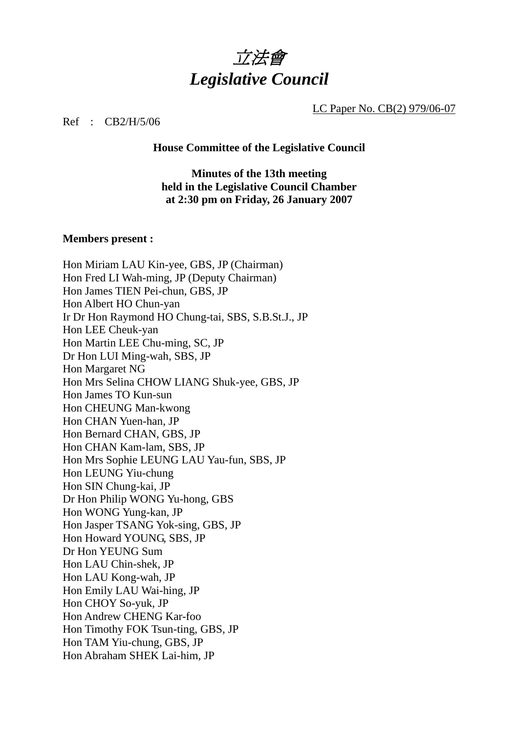# *立法會*
# *Legislative Council*

LC Paper No. CB(2) 979/06-07

Ref : CB2/H/5/06

**House Committee of the Legislative Council**

**Minutes of the 13th meeting**
**held in the Legislative Council Chamber**
**at 2:30 pm on Friday, 26 January 2007**

**Members present :**

Hon Miriam LAU Kin-yee, GBS, JP (Chairman)
Hon Fred LI Wah-ming, JP (Deputy Chairman)
Hon James TIEN Pei-chun, GBS, JP
Hon Albert HO Chun-yan
Ir Dr Hon Raymond HO Chung-tai, SBS, S.B.St.J., JP
Hon LEE Cheuk-yan
Hon Martin LEE Chu-ming, SC, JP
Dr Hon LUI Ming-wah, SBS, JP
Hon Margaret NG
Hon Mrs Selina CHOW LIANG Shuk-yee, GBS, JP
Hon James TO Kun-sun
Hon CHEUNG Man-kwong
Hon CHAN Yuen-han, JP
Hon Bernard CHAN, GBS, JP
Hon CHAN Kam-lam, SBS, JP
Hon Mrs Sophie LEUNG LAU Yau-fun, SBS, JP
Hon LEUNG Yiu-chung
Hon SIN Chung-kai, JP
Dr Hon Philip WONG Yu-hong, GBS
Hon WONG Yung-kan, JP
Hon Jasper TSANG Yok-sing, GBS, JP
Hon Howard YOUNG, SBS, JP
Dr Hon YEUNG Sum
Hon LAU Chin-shek, JP
Hon LAU Kong-wah, JP
Hon Emily LAU Wai-hing, JP
Hon CHOY So-yuk, JP
Hon Andrew CHENG Kar-foo
Hon Timothy FOK Tsun-ting, GBS, JP
Hon TAM Yiu-chung, GBS, JP
Hon Abraham SHEK Lai-him, JP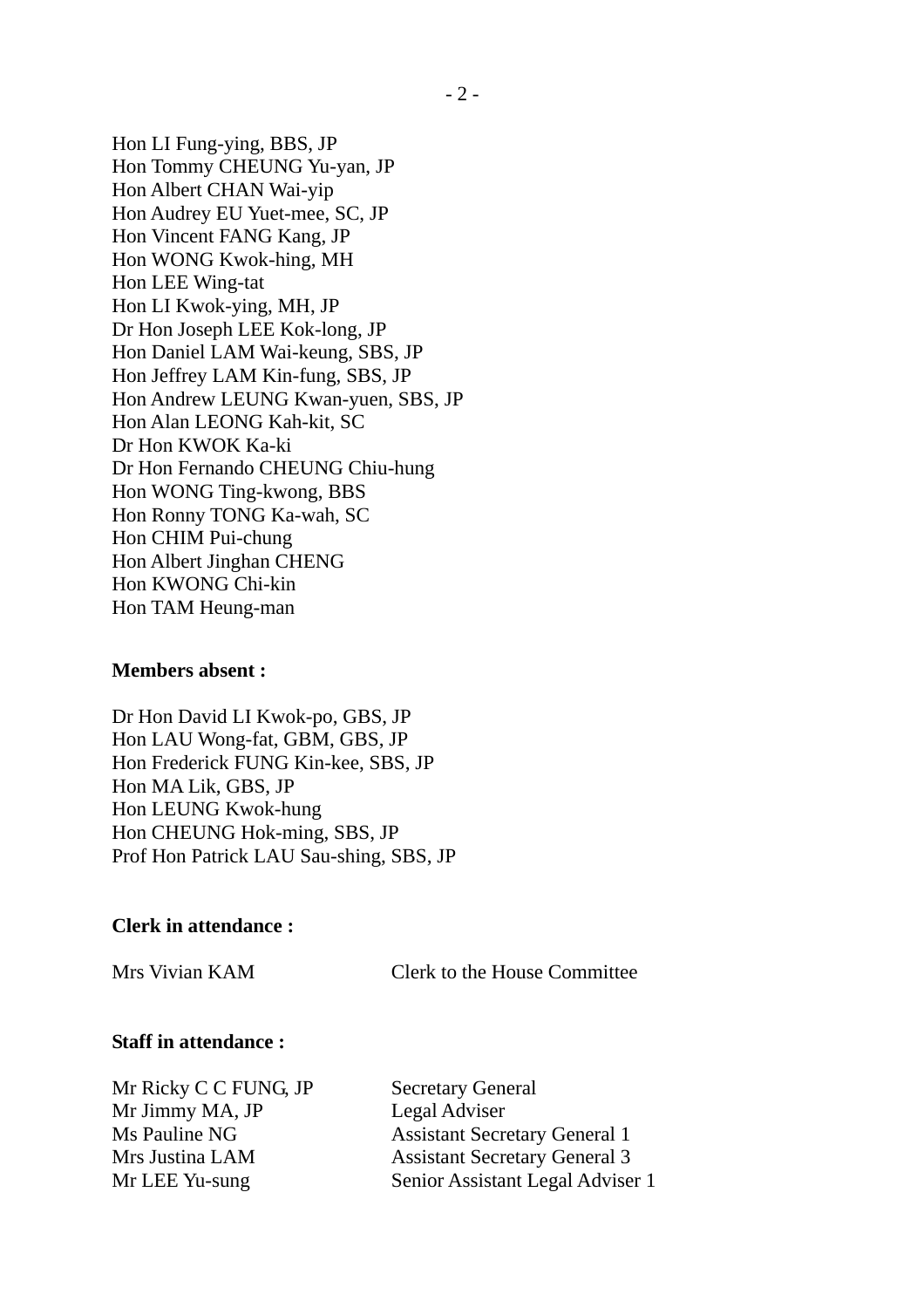Hon LI Fung-ying, BBS, JP
Hon Tommy CHEUNG Yu-yan, JP
Hon Albert CHAN Wai-yip
Hon Audrey EU Yuet-mee, SC, JP
Hon Vincent FANG Kang, JP
Hon WONG Kwok-hing, MH
Hon LEE Wing-tat
Hon LI Kwok-ying, MH, JP
Dr Hon Joseph LEE Kok-long, JP
Hon Daniel LAM Wai-keung, SBS, JP
Hon Jeffrey LAM Kin-fung, SBS, JP
Hon Andrew LEUNG Kwan-yuen, SBS, JP
Hon Alan LEONG Kah-kit, SC
Dr Hon KWOK Ka-ki
Dr Hon Fernando CHEUNG Chiu-hung
Hon WONG Ting-kwong, BBS
Hon Ronny TONG Ka-wah, SC
Hon CHIM Pui-chung
Hon Albert Jinghan CHENG
Hon KWONG Chi-kin
Hon TAM Heung-man

**Members absent :**

Dr Hon David LI Kwok-po, GBS, JP
Hon LAU Wong-fat, GBM, GBS, JP
Hon Frederick FUNG Kin-kee, SBS, JP
Hon MA Lik, GBS, JP
Hon LEUNG Kwok-hung
Hon CHEUNG Hok-ming, SBS, JP
Prof Hon Patrick LAU Sau-shing, SBS, JP

**Clerk in attendance :**

| | |
|---|---|
| Mrs Vivian KAM | Clerk to the House Committee |

**Staff in attendance :**

| | |
|---|---|
| Mr Ricky C C FUNG, JP | Secretary General |
| Mr Jimmy MA, JP | Legal Adviser |
| Ms Pauline NG | Assistant Secretary General 1 |
| Mrs Justina LAM | Assistant Secretary General 3 |
| Mr LEE Yu-sung | Senior Assistant Legal Adviser 1 |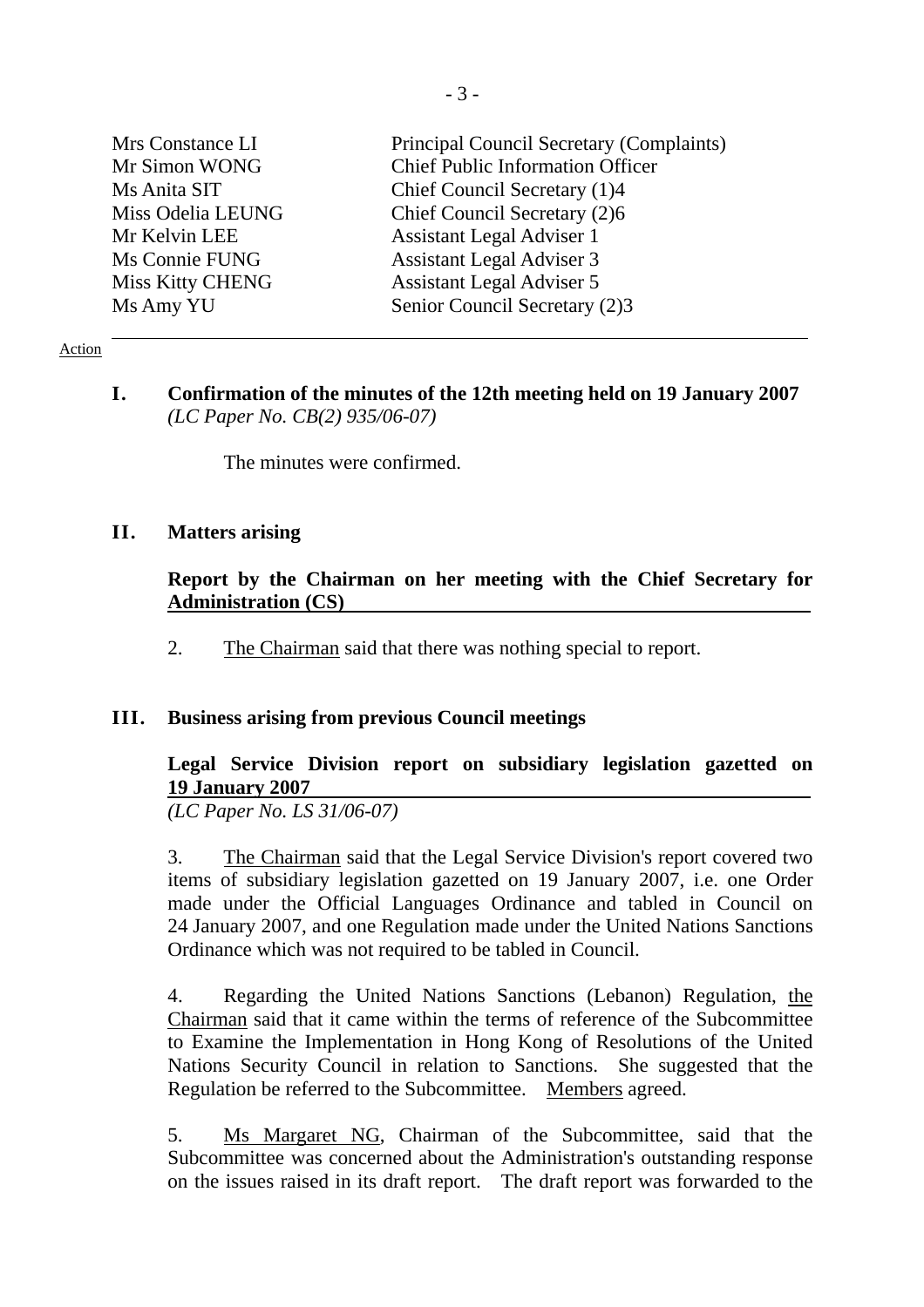| | |
|---|---|
| Mrs Constance LI | Principal Council Secretary (Complaints) |
| Mr Simon WONG | Chief Public Information Officer |
| Ms Anita SIT | Chief Council Secretary (1)4 |
| Miss Odelia LEUNG | Chief Council Secretary (2)6 |
| Mr Kelvin LEE | Assistant Legal Adviser 1 |
| Ms Connie FUNG | Assistant Legal Adviser 3 |
| Miss Kitty CHENG | Assistant Legal Adviser 5 |
| Ms Amy YU | Senior Council Secretary (2)3 |

---

Action

## I. Confirmation of the minutes of the 12th meeting held on 19 January 2007

*(LC Paper No. CB(2) 935/06-07)*

The minutes were confirmed.

## II. Matters arising

### Report by the Chairman on her meeting with the Chief Secretary for Administration (CS)

2. The Chairman said that there was nothing special to report.

## III. Business arising from previous Council meetings

### Legal Service Division report on subsidiary legislation gazetted on 19 January 2007

*(LC Paper No. LS 31/06-07)*

3. The Chairman said that the Legal Service Division's report covered two items of subsidiary legislation gazetted on 19 January 2007, i.e. one Order made under the Official Languages Ordinance and tabled in Council on 24 January 2007, and one Regulation made under the United Nations Sanctions Ordinance which was not required to be tabled in Council.

4. Regarding the United Nations Sanctions (Lebanon) Regulation, the Chairman said that it came within the terms of reference of the Subcommittee to Examine the Implementation in Hong Kong of Resolutions of the United Nations Security Council in relation to Sanctions. She suggested that the Regulation be referred to the Subcommittee. Members agreed.

5. Ms Margaret NG, Chairman of the Subcommittee, said that the Subcommittee was concerned about the Administration's outstanding response on the issues raised in its draft report. The draft report was forwarded to the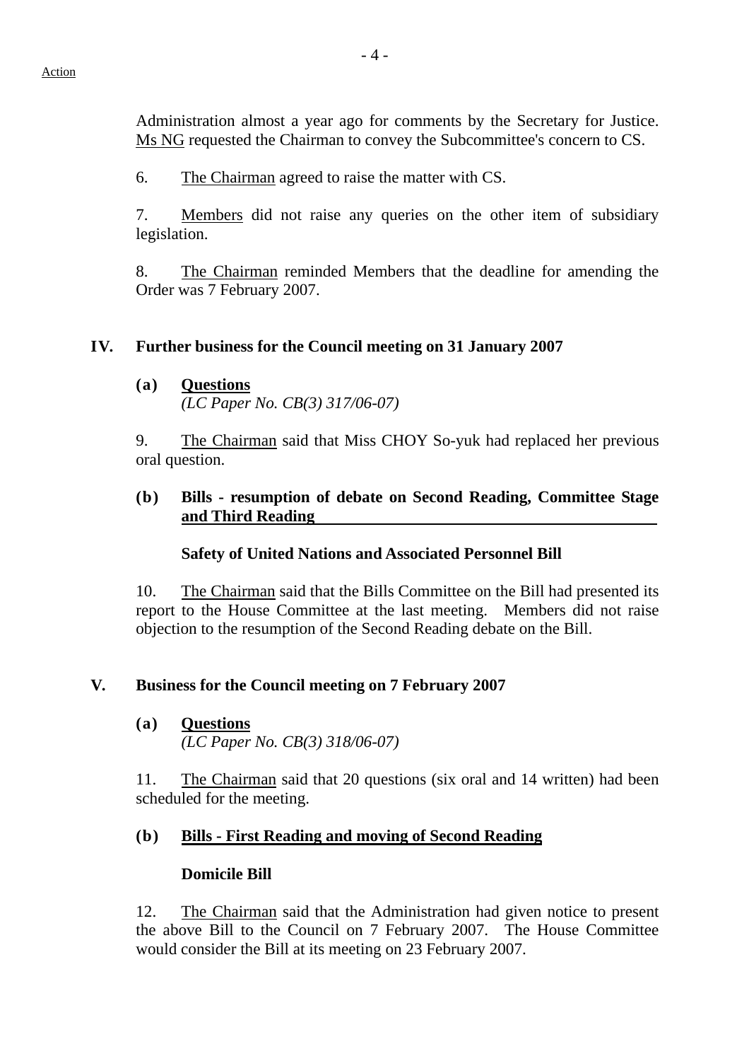Action

Administration almost a year ago for comments by the Secretary for Justice. Ms NG requested the Chairman to convey the Subcommittee's concern to CS.

6. The Chairman agreed to raise the matter with CS.

7. Members did not raise any queries on the other item of subsidiary legislation.

8. The Chairman reminded Members that the deadline for amending the Order was 7 February 2007.

## IV. Further business for the Council meeting on 31 January 2007

### (a) Questions

*(LC Paper No. CB(3) 317/06-07)*

9. The Chairman said that Miss CHOY So-yuk had replaced her previous oral question.

### (b) Bills - resumption of debate on Second Reading, Committee Stage and Third Reading

**Safety of United Nations and Associated Personnel Bill**

10. The Chairman said that the Bills Committee on the Bill had presented its report to the House Committee at the last meeting. Members did not raise objection to the resumption of the Second Reading debate on the Bill.

## V. Business for the Council meeting on 7 February 2007

### (a) Questions

*(LC Paper No. CB(3) 318/06-07)*

11. The Chairman said that 20 questions (six oral and 14 written) had been scheduled for the meeting.

### (b) Bills - First Reading and moving of Second Reading

**Domicile Bill**

12. The Chairman said that the Administration had given notice to present the above Bill to the Council on 7 February 2007. The House Committee would consider the Bill at its meeting on 23 February 2007.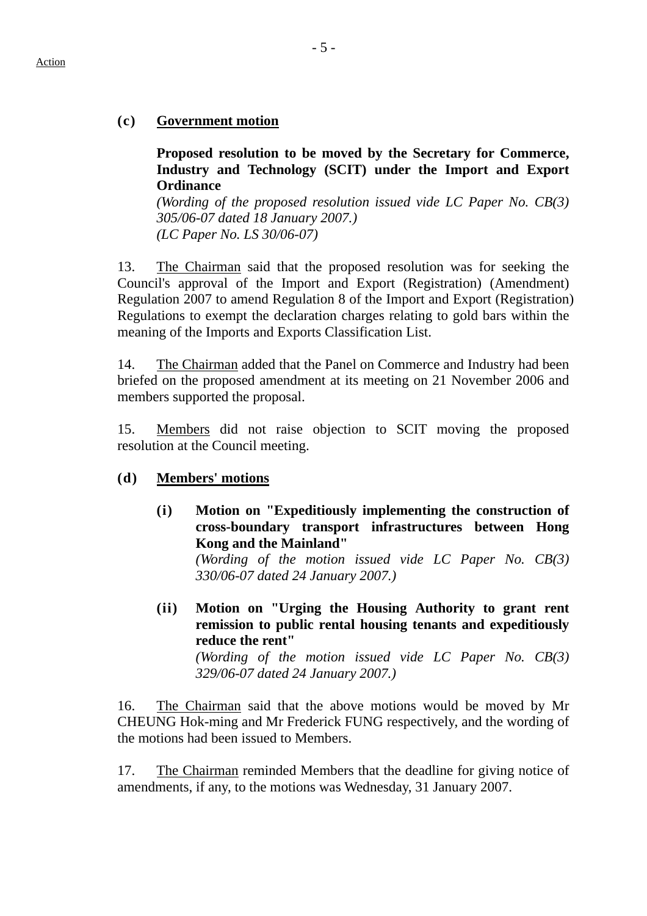Action

**(c) Government motion**

**Proposed resolution to be moved by the Secretary for Commerce, Industry and Technology (SCIT) under the Import and Export Ordinance**
*(Wording of the proposed resolution issued vide LC Paper No. CB(3) 305/06-07 dated 18 January 2007.)*
*(LC Paper No. LS 30/06-07)*

13. The Chairman said that the proposed resolution was for seeking the Council's approval of the Import and Export (Registration) (Amendment) Regulation 2007 to amend Regulation 8 of the Import and Export (Registration) Regulations to exempt the declaration charges relating to gold bars within the meaning of the Imports and Exports Classification List.

14. The Chairman added that the Panel on Commerce and Industry had been briefed on the proposed amendment at its meeting on 21 November 2006 and members supported the proposal.

15. Members did not raise objection to SCIT moving the proposed resolution at the Council meeting.

**(d) Members' motions**

**(i) Motion on "Expeditiously implementing the construction of cross-boundary transport infrastructures between Hong Kong and the Mainland"**
*(Wording of the motion issued vide LC Paper No. CB(3) 330/06-07 dated 24 January 2007.)*

**(ii) Motion on "Urging the Housing Authority to grant rent remission to public rental housing tenants and expeditiously reduce the rent"**
*(Wording of the motion issued vide LC Paper No. CB(3) 329/06-07 dated 24 January 2007.)*

16. The Chairman said that the above motions would be moved by Mr CHEUNG Hok-ming and Mr Frederick FUNG respectively, and the wording of the motions had been issued to Members.

17. The Chairman reminded Members that the deadline for giving notice of amendments, if any, to the motions was Wednesday, 31 January 2007.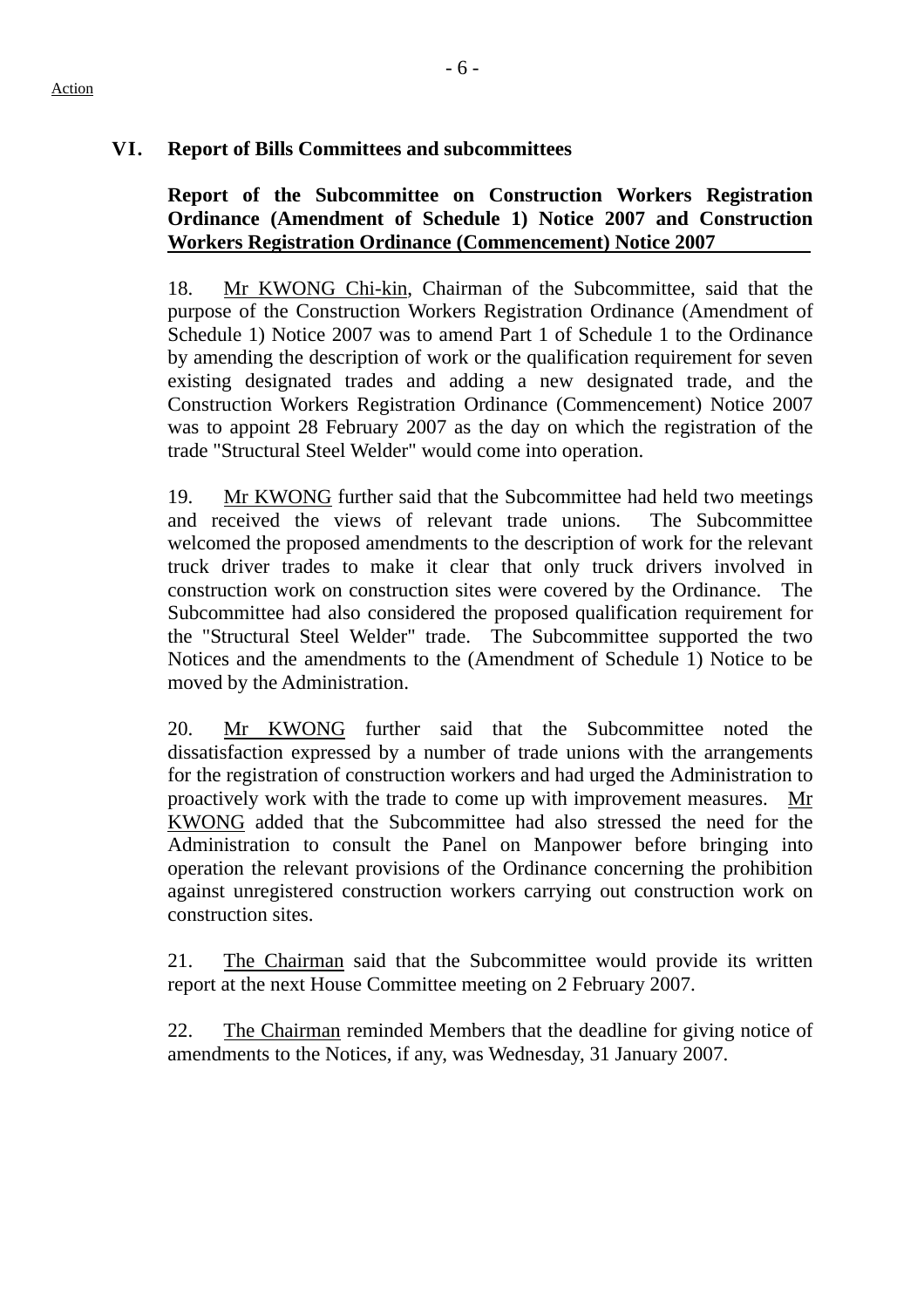Action

## VI. Report of Bills Committees and subcommittees

**Report of the Subcommittee on Construction Workers Registration Ordinance (Amendment of Schedule 1) Notice 2007 and Construction Workers Registration Ordinance (Commencement) Notice 2007**

18. Mr KWONG Chi-kin, Chairman of the Subcommittee, said that the purpose of the Construction Workers Registration Ordinance (Amendment of Schedule 1) Notice 2007 was to amend Part 1 of Schedule 1 to the Ordinance by amending the description of work or the qualification requirement for seven existing designated trades and adding a new designated trade, and the Construction Workers Registration Ordinance (Commencement) Notice 2007 was to appoint 28 February 2007 as the day on which the registration of the trade "Structural Steel Welder" would come into operation.

19. Mr KWONG further said that the Subcommittee had held two meetings and received the views of relevant trade unions. The Subcommittee welcomed the proposed amendments to the description of work for the relevant truck driver trades to make it clear that only truck drivers involved in construction work on construction sites were covered by the Ordinance. The Subcommittee had also considered the proposed qualification requirement for the "Structural Steel Welder" trade. The Subcommittee supported the two Notices and the amendments to the (Amendment of Schedule 1) Notice to be moved by the Administration.

20. Mr KWONG further said that the Subcommittee noted the dissatisfaction expressed by a number of trade unions with the arrangements for the registration of construction workers and had urged the Administration to proactively work with the trade to come up with improvement measures. Mr KWONG added that the Subcommittee had also stressed the need for the Administration to consult the Panel on Manpower before bringing into operation the relevant provisions of the Ordinance concerning the prohibition against unregistered construction workers carrying out construction work on construction sites.

21. The Chairman said that the Subcommittee would provide its written report at the next House Committee meeting on 2 February 2007.

22. The Chairman reminded Members that the deadline for giving notice of amendments to the Notices, if any, was Wednesday, 31 January 2007.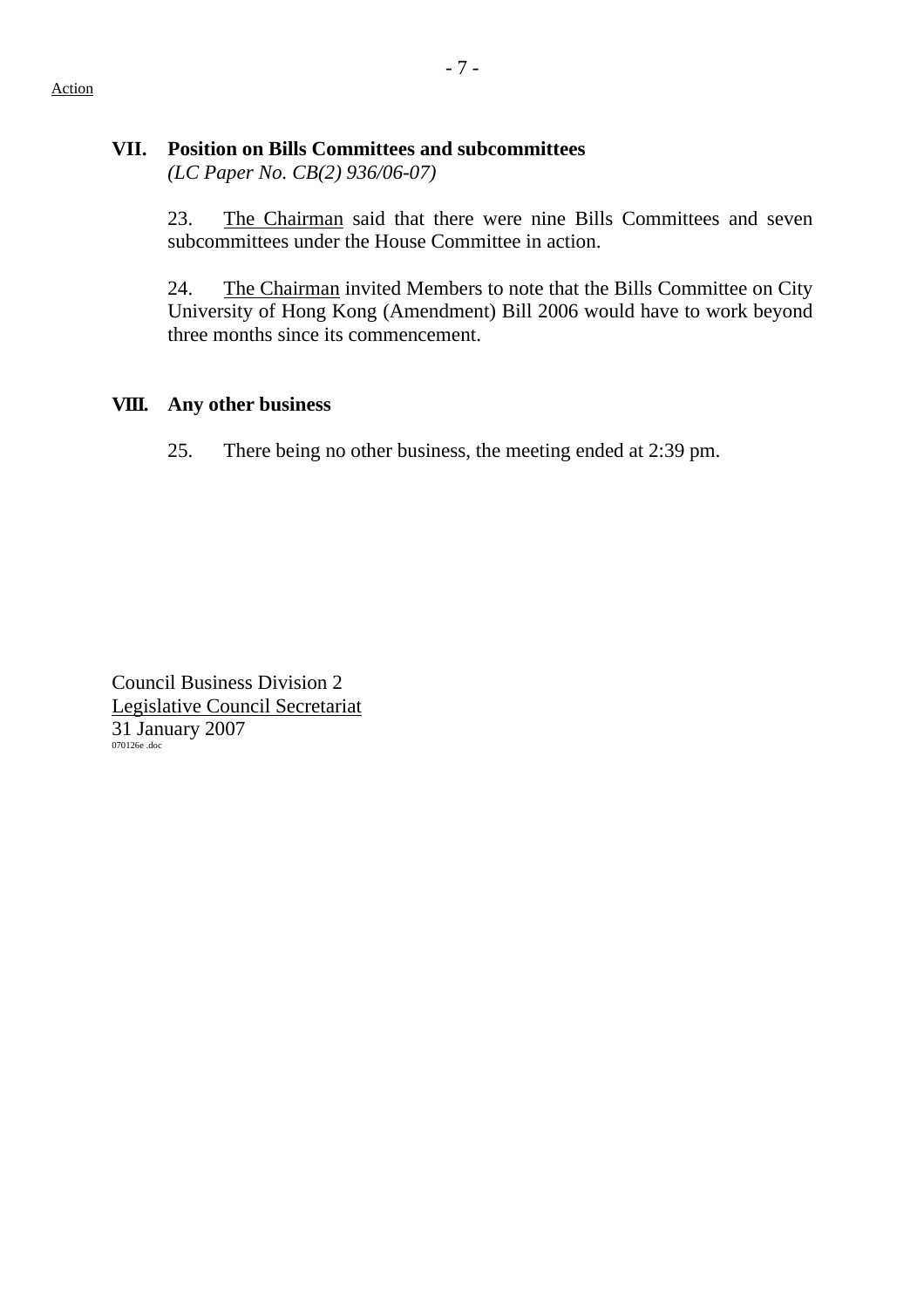Action

## VII. Position on Bills Committees and subcommittees

*(LC Paper No. CB(2) 936/06-07)*

23. The Chairman said that there were nine Bills Committees and seven subcommittees under the House Committee in action.

24. The Chairman invited Members to note that the Bills Committee on City University of Hong Kong (Amendment) Bill 2006 would have to work beyond three months since its commencement.

## VIII. Any other business

25. There being no other business, the meeting ended at 2:39 pm.

Council Business Division 2
Legislative Council Secretariat
31 January 2007
070126e .doc